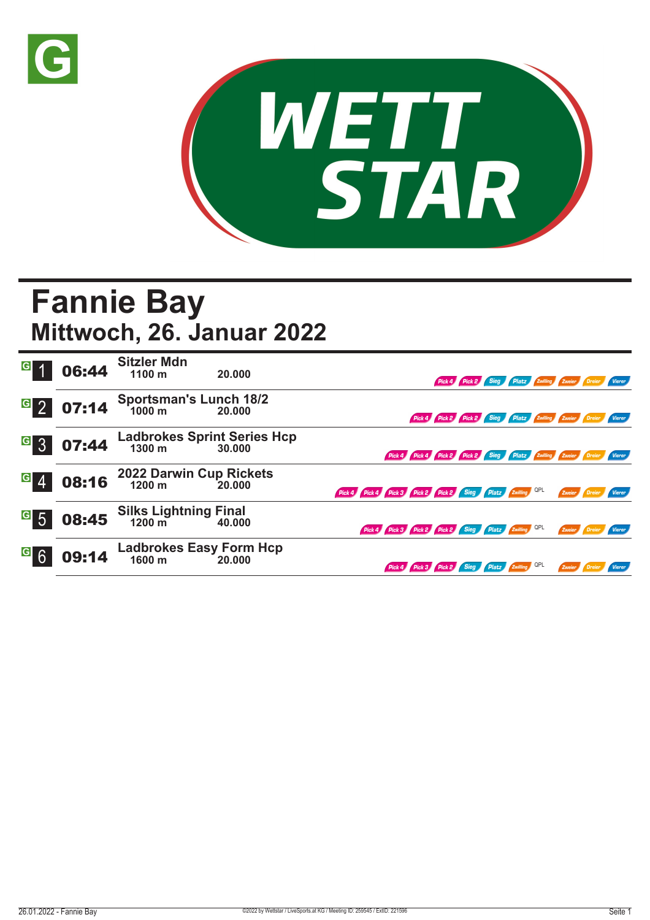# Fannie Bay

## Mittwoch, 26. Januar 2022

| Rennen | Zeit | Rennen / Distanz | Preisgeld | Wetten |
|---|---|---|---|---|
| 1 | 06:44 | **Sitzler Mdn** 1100 m | 20.000 | Pick 4, Pick 2, Sieg, Platz, Zwilling, Zweier, Dreier, Vierer |
| 2 | 07:14 | **Sportsman's Lunch 18/2** 1000 m | 20.000 | Pick 4, Pick 2, Pick 2, Sieg, Platz, Zwilling, Zweier, Dreier, Vierer |
| 3 | 07:44 | **Ladbrokes Sprint Series Hcp** 1300 m | 30.000 | Pick 4, Pick 4, Pick 2, Pick 2, Sieg, Platz, Zwilling, Zweier, Dreier, Vierer |
| 4 | 08:16 | **2022 Darwin Cup Rickets** 1200 m | 20.000 | Pick 4, Pick 4, Pick 3, Pick 2, Pick 2, Sieg, Platz, Zwilling, QPL, Zweier, Dreier, Vierer |
| 5 | 08:45 | **Silks Lightning Final** 1200 m | 40.000 | Pick 4, Pick 3, Pick 2, Pick 2, Sieg, Platz, Zwilling, QPL, Zweier, Dreier, Vierer |
| 6 | 09:14 | **Ladbrokes Easy Form Hcp** 1600 m | 20.000 | Pick 4, Pick 3, Pick 2, Sieg, Platz, Zwilling, QPL, Zweier, Dreier, Vierer |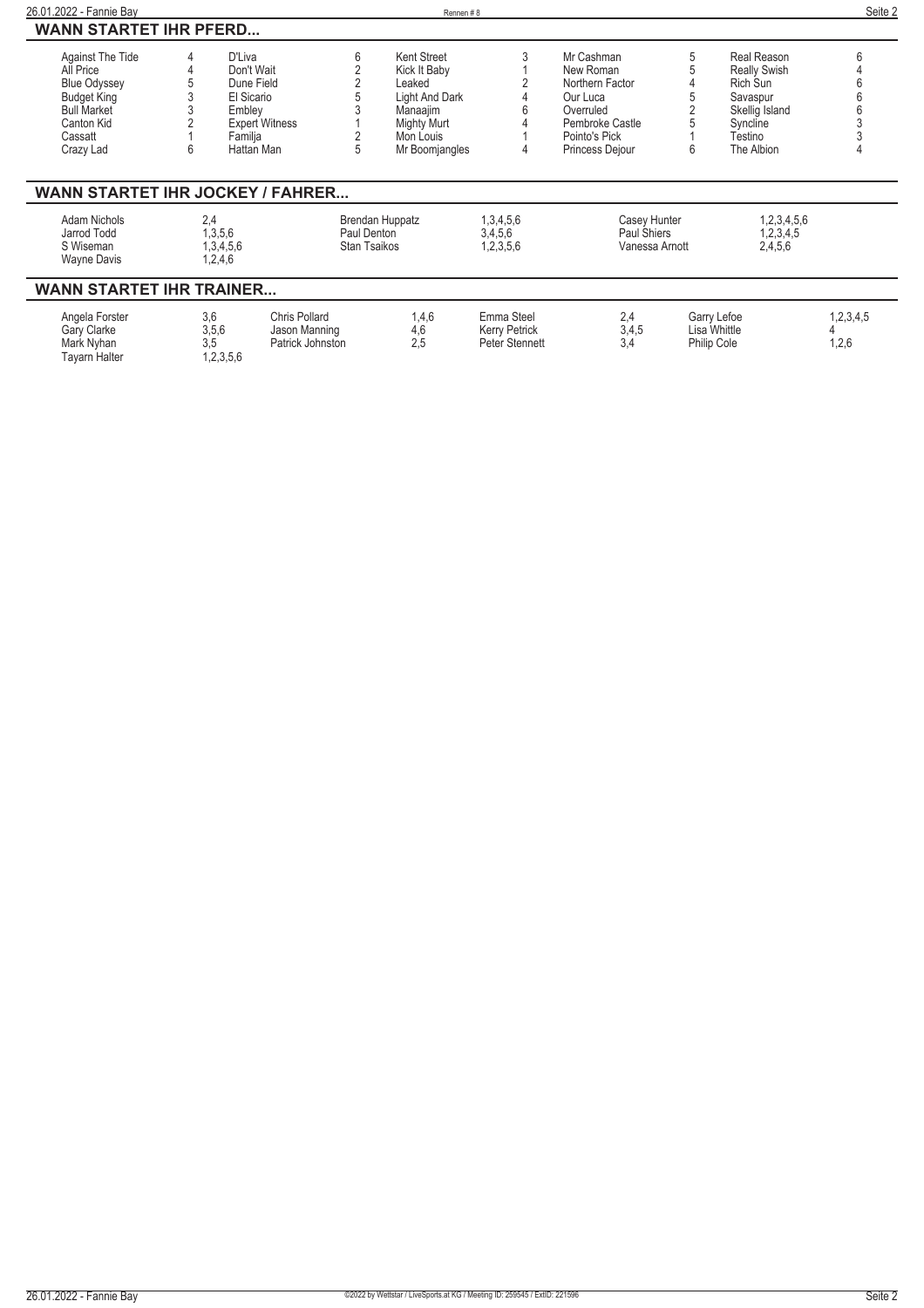## WANN STARTET IHR PFERD...

| | | | | | | | | | |
|---|---|---|---|---|---|---|---|---|---|
| Against The Tide | 4 | D'Liva | 6 | Kent Street | 3 | Mr Cashman | 5 | Real Reason | 6 |
| All Price | 4 | Don't Wait | 2 | Kick It Baby | 1 | New Roman | 5 | Really Swish | 4 |
| Blue Odyssey | 5 | Dune Field | 2 | Leaked | 2 | Northern Factor | 4 | Rich Sun | 6 |
| Budget King | 3 | El Sicario | 5 | Light And Dark | 4 | Our Luca | 5 | Savaspur | 6 |
| Bull Market | 3 | Embley | 3 | Manaajim | 6 | Overruled | 2 | Skellig Island | 6 |
| Canton Kid | 2 | Expert Witness | 1 | Mighty Murt | 4 | Pembroke Castle | 5 | Syncline | 3 |
| Cassatt | 1 | Familja | 2 | Mon Louis | 1 | Pointo's Pick | 1 | Testino | 3 |
| Crazy Lad | 6 | Hattan Man | 5 | Mr Boomjangles | 4 | Princess Dejour | 6 | The Albion | 4 |

## WANN STARTET IHR JOCKEY / FAHRER...

| | | | | | |
|---|---|---|---|---|---|
| Adam Nichols | 2,4 | Brendan Huppatz | 1,3,4,5,6 | Casey Hunter | 1,2,3,4,5,6 |
| Jarrod Todd | 1,3,5,6 | Paul Denton | 3,4,5,6 | Paul Shiers | 1,2,3,4,5 |
| S Wiseman | 1,3,4,5,6 | Stan Tsaikos | 1,2,3,5,6 | Vanessa Arnott | 2,4,5,6 |
| Wayne Davis | 1,2,4,6 | | | | |

## WANN STARTET IHR TRAINER...

| | | | | | | | | | |
|---|---|---|---|---|---|---|---|---|---|
| Angela Forster | 3,6 | Chris Pollard | 1,4,6 | Emma Steel | 2,4 | Garry Lefoe | 1,2,3,4,5 | | |
| Gary Clarke | 3,5,6 | Jason Manning | 4,6 | Kerry Petrick | 3,4,5 | Lisa Whittle | 4 | | |
| Mark Nyhan | 3,5 | Patrick Johnston | 2,5 | Peter Stennett | 3,4 | Philip Cole | 1,2,6 | | |
| Tayarn Halter | 1,2,3,5,6 | | | | | | | | |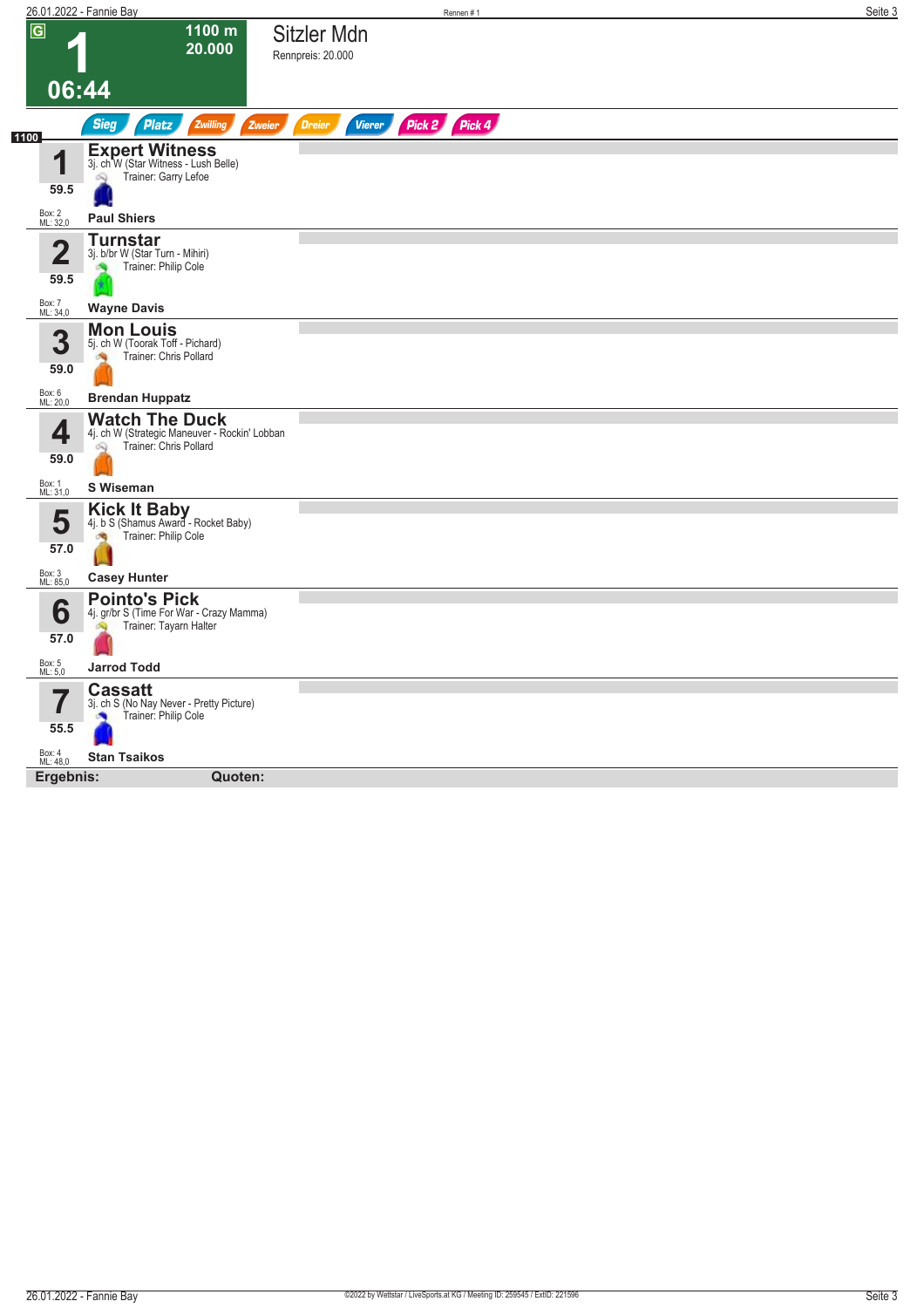# 1 — Sitzler Mdn

**G** | **1100 m** | **20.000** | **06:44**

Rennpreis: 20.000

Sieg | Platz | Zwilling | Zweier | Dreier | Vierer | Pick 2 | Pick 4

**1100**

| Nr. | Gewicht | Pferd | Box | ML | Reiter |
|---|---|---|---|---|---|
| 1 | 59.5 | **Expert Witness** — 3j. ch W (Star Witness - Lush Belle) — Trainer: Garry Lefoe | 2 | 32,0 | **Paul Shiers** |
| 2 | 59.5 | **Turnstar** — 3j. b/br W (Star Turn - Mihiri) — Trainer: Philip Cole | 7 | 34,0 | **Wayne Davis** |
| 3 | 59.0 | **Mon Louis** — 5j. ch W (Toorak Toff - Pichard) — Trainer: Chris Pollard | 6 | 20,0 | **Brendan Huppatz** |
| 4 | 59.0 | **Watch The Duck** — 4j. ch W (Strategic Maneuver - Rockin' Lobban) — Trainer: Chris Pollard | 1 | 31,0 | **S Wiseman** |
| 5 | 57.0 | **Kick It Baby** — 4j. b S (Shamus Award - Rocket Baby) — Trainer: Philip Cole | 3 | 85,0 | **Casey Hunter** |
| 6 | 57.0 | **Pointo's Pick** — 4j. gr/br S (Time For War - Crazy Mamma) — Trainer: Tayarn Halter | 5 | 5,0 | **Jarrod Todd** |
| 7 | 55.5 | **Cassatt** — 3j. ch S (No Nay Never - Pretty Picture) — Trainer: Philip Cole | 4 | 48,0 | **Stan Tsaikos** |

**Ergebnis:** **Quoten:**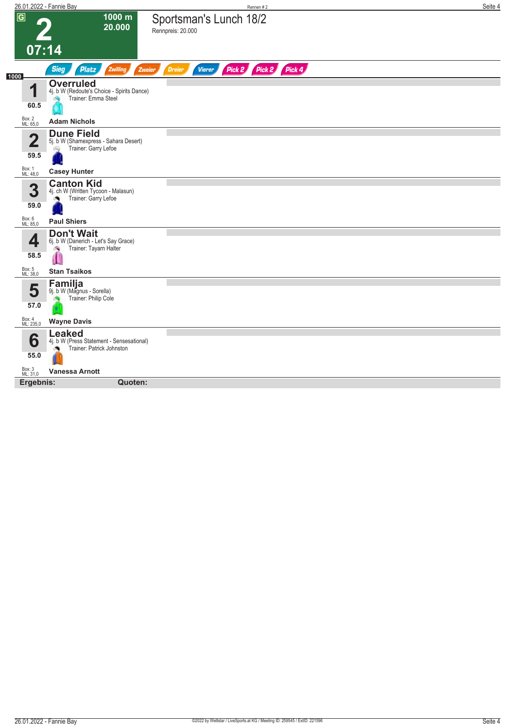# 2 – Sportsman's Lunch 18/2

G | 1000 m | 20.000 | 07:14

Rennpreis: 20.000

Sieg | Platz | Zwilling | Zweier | Dreier | Vierer | Pick 2 | Pick 2 | Pick 4

1000

| Nr. | Gewicht | Box / ML | Pferd | Jockey |
|---|---|---|---|---|
| 1 | 60.5 | Box: 2, ML: 65,0 | **Overruled** – 4j. b W (Redoute's Choice - Spirits Dance), Trainer: Emma Steel | Adam Nichols |
| 2 | 59.5 | Box: 1, ML: 48,0 | **Dune Field** – 5j. b W (Shamexpress - Sahara Desert), Trainer: Garry Lefoe | Casey Hunter |
| 3 | 59.0 | Box: 6, ML: 85,0 | **Canton Kid** – 4j. ch W (Written Tycoon - Malasun), Trainer: Garry Lefoe | Paul Shiers |
| 4 | 58.5 | Box: 5, ML: 38,0 | **Don't Wait** – 6j. b W (Danerich - Let's Say Grace), Trainer: Tayarn Halter | Stan Tsaikos |
| 5 | 57.0 | Box: 4, ML: 235,0 | **Familja** – 9j. b W (Magnus - Sorella), Trainer: Philip Cole | Wayne Davis |
| 6 | 55.0 | Box: 3, ML: 31,0 | **Leaked** – 4j. b W (Press Statement - Sensesational), Trainer: Patrick Johnston | Vanessa Arnott |

**Ergebnis:** **Quoten:**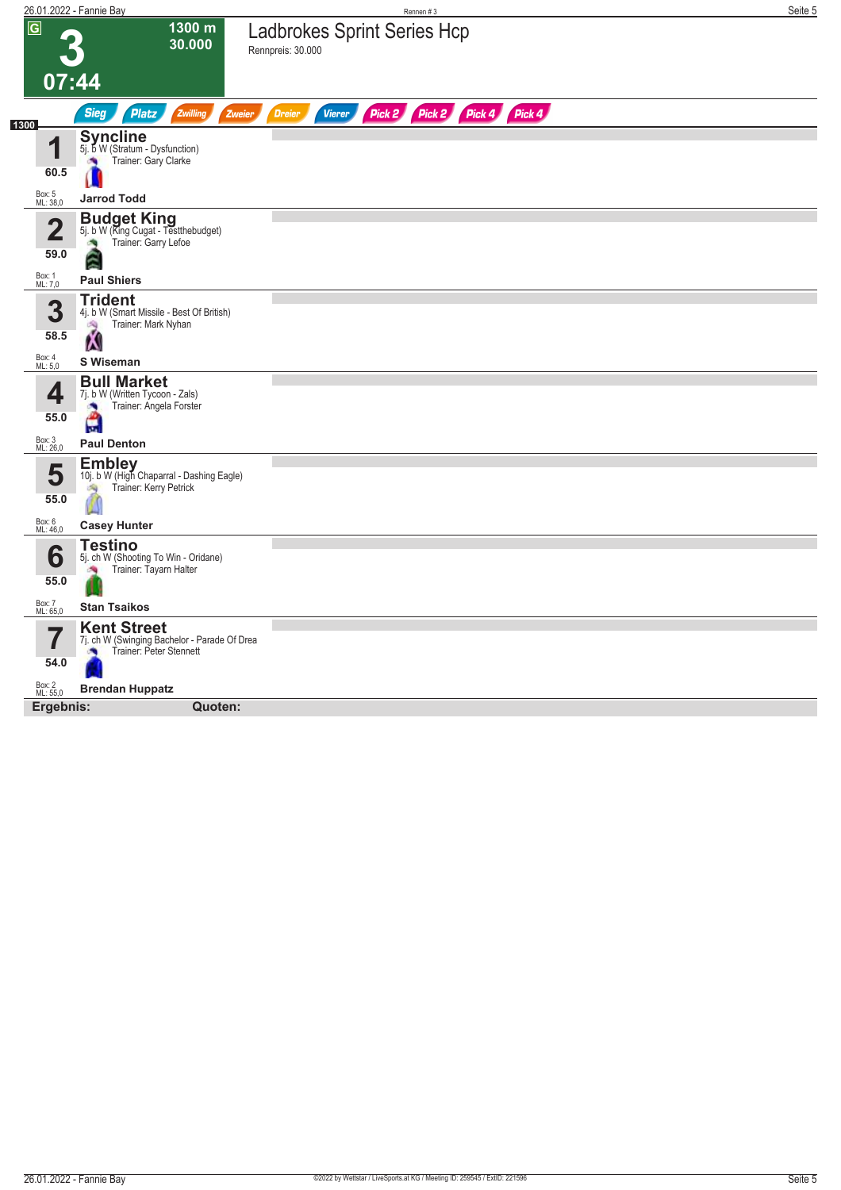# 3

**1300 m**
**30.000**

**07:44**

## Ladbrokes Sprint Series Hcp

Rennpreis: 30.000

Sieg | Platz | Zwilling | Zweier | Dreier | Vierer | Pick 2 | Pick 2 | Pick 4 | Pick 4

1300

| Nr. | Gewicht | Pferd | Details | Trainer | Jockey | Box | ML |
|---|---|---|---|---|---|---|---|
| 1 | 60.5 | **Syncline** | 5j. b W (Stratum - Dysfunction) | Gary Clarke | **Jarrod Todd** | 5 | 38,0 |
| 2 | 59.0 | **Budget King** | 5j. b W (King Cugat - Testthebudget) | Garry Lefoe | **Paul Shiers** | 1 | 7,0 |
| 3 | 58.5 | **Trident** | 4j. b W (Smart Missile - Best Of British) | Mark Nyhan | **S Wiseman** | 4 | 5,0 |
| 4 | 55.0 | **Bull Market** | 7j. b W (Written Tycoon - Zals) | Angela Forster | **Paul Denton** | 3 | 26,0 |
| 5 | 55.0 | **Embley** | 10j. b W (High Chaparral - Dashing Eagle) | Kerry Petrick | **Casey Hunter** | 6 | 46,0 |
| 6 | 55.0 | **Testino** | 5j. ch W (Shooting To Win - Oridane) | Tayarn Halter | **Stan Tsaikos** | 7 | 65,0 |
| 7 | 54.0 | **Kent Street** | 7j. ch W (Swinging Bachelor - Parade Of Drea | Peter Stennett | **Brendan Huppatz** | 2 | 55,0 |

**Ergebnis:** **Quoten:**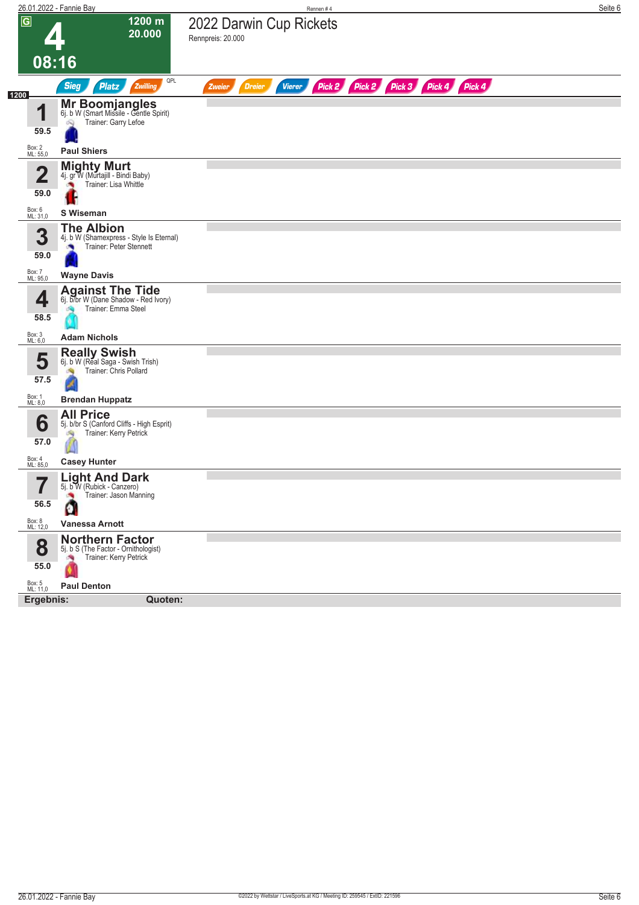# 4

**1200 m**
**20.000**

**08:16**

## 2022 Darwin Cup Rickets

Rennpreis: 20.000

Sieg | Platz | Zwilling | QPL | Zweier | Dreier | Vierer | Pick 2 | Pick 2 | Pick 3 | Pick 4 | Pick 4

1200

| Nr. | Gewicht | Pferd | Details | Trainer | Jockey | Box | ML |
|---|---|---|---|---|---|---|---|
| 1 | 59.5 | **Mr Boomjangles** | 6j. b W (Smart Missile - Gentle Spirit) | Garry Lefoe | Paul Shiers | 2 | 55,0 |
| 2 | 59.0 | **Mighty Murt** | 4j. gr W (Murtajill - Bindi Baby) | Lisa Whittle | S Wiseman | 6 | 31,0 |
| 3 | 59.0 | **The Albion** | 4j. b W (Shamexpress - Style Is Eternal) | Peter Stennett | Wayne Davis | 7 | 95,0 |
| 4 | 58.5 | **Against The Tide** | 6j. b/br W (Dane Shadow - Red Ivory) | Emma Steel | Adam Nichols | 3 | 6,0 |
| 5 | 57.5 | **Really Swish** | 6j. b W (Real Saga - Swish Trish) | Chris Pollard | Brendan Huppatz | 1 | 8,0 |
| 6 | 57.0 | **All Price** | 5j. b/br S (Canford Cliffs - High Esprit) | Kerry Petrick | Casey Hunter | 4 | 85,0 |
| 7 | 56.5 | **Light And Dark** | 5j. b W (Rubick - Canzero) | Jason Manning | Vanessa Arnott | 8 | 12,0 |
| 8 | 55.0 | **Northern Factor** | 5j. b S (The Factor - Ornithologist) | Kerry Petrick | Paul Denton | 5 | 11,0 |

**Ergebnis:** **Quoten:**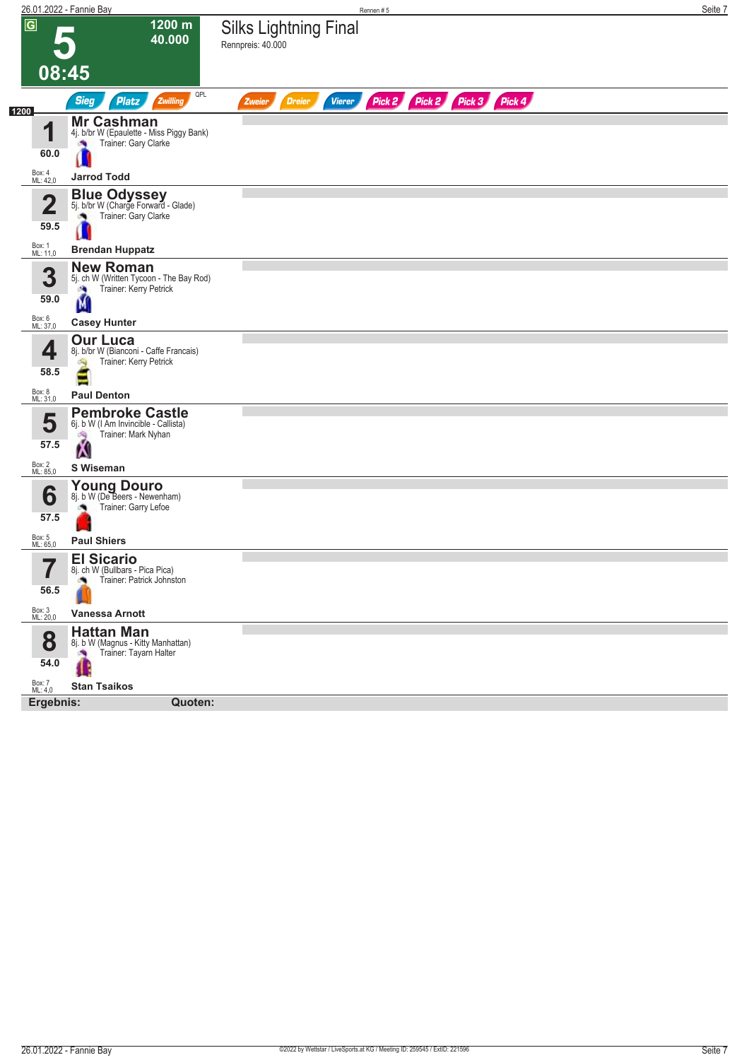# 5 — 08:45

**1200 m — 40.000**

## Silks Lightning Final

Rennpreis: 40.000

Sieg | Platz | Zwilling | QPL | Zweier | Dreier | Vierer | Pick 2 | Pick 2 | Pick 3 | Pick 4

**1200**

| Nr. | Gewicht | Box / ML | Pferd | Details | Trainer | Jockey |
|---|---|---|---|---|---|---|
| 1 | 60.0 | Box: 4, ML: 42,0 | **Mr Cashman** | 4j. b/br W (Epaulette - Miss Piggy Bank) | Gary Clarke | Jarrod Todd |
| 2 | 59.5 | Box: 1, ML: 11,0 | **Blue Odyssey** | 5j. b/br W (Charge Forward - Glade) | Gary Clarke | Brendan Huppatz |
| 3 | 59.0 | Box: 6, ML: 37,0 | **New Roman** | 5j. ch W (Written Tycoon - The Bay Rod) | Kerry Petrick | Casey Hunter |
| 4 | 58.5 | Box: 8, ML: 31,0 | **Our Luca** | 8j. b/br W (Bianconi - Caffe Francais) | Kerry Petrick | Paul Denton |
| 5 | 57.5 | Box: 2, ML: 85,0 | **Pembroke Castle** | 6j. b W (I Am Invincible - Callista) | Mark Nyhan | S Wiseman |
| 6 | 57.5 | Box: 5, ML: 65,0 | **Young Douro** | 8j. b W (De Beers - Newenham) | Garry Lefoe | Paul Shiers |
| 7 | 56.5 | Box: 3, ML: 20,0 | **El Sicario** | 8j. ch W (Bullbars - Pica Pica) | Patrick Johnston | Vanessa Arnott |
| 8 | 54.0 | Box: 7, ML: 4,0 | **Hattan Man** | 8j. b W (Magnus - Kitty Manhattan) | Tayarn Halter | Stan Tsaikos |

**Ergebnis:** **Quoten:**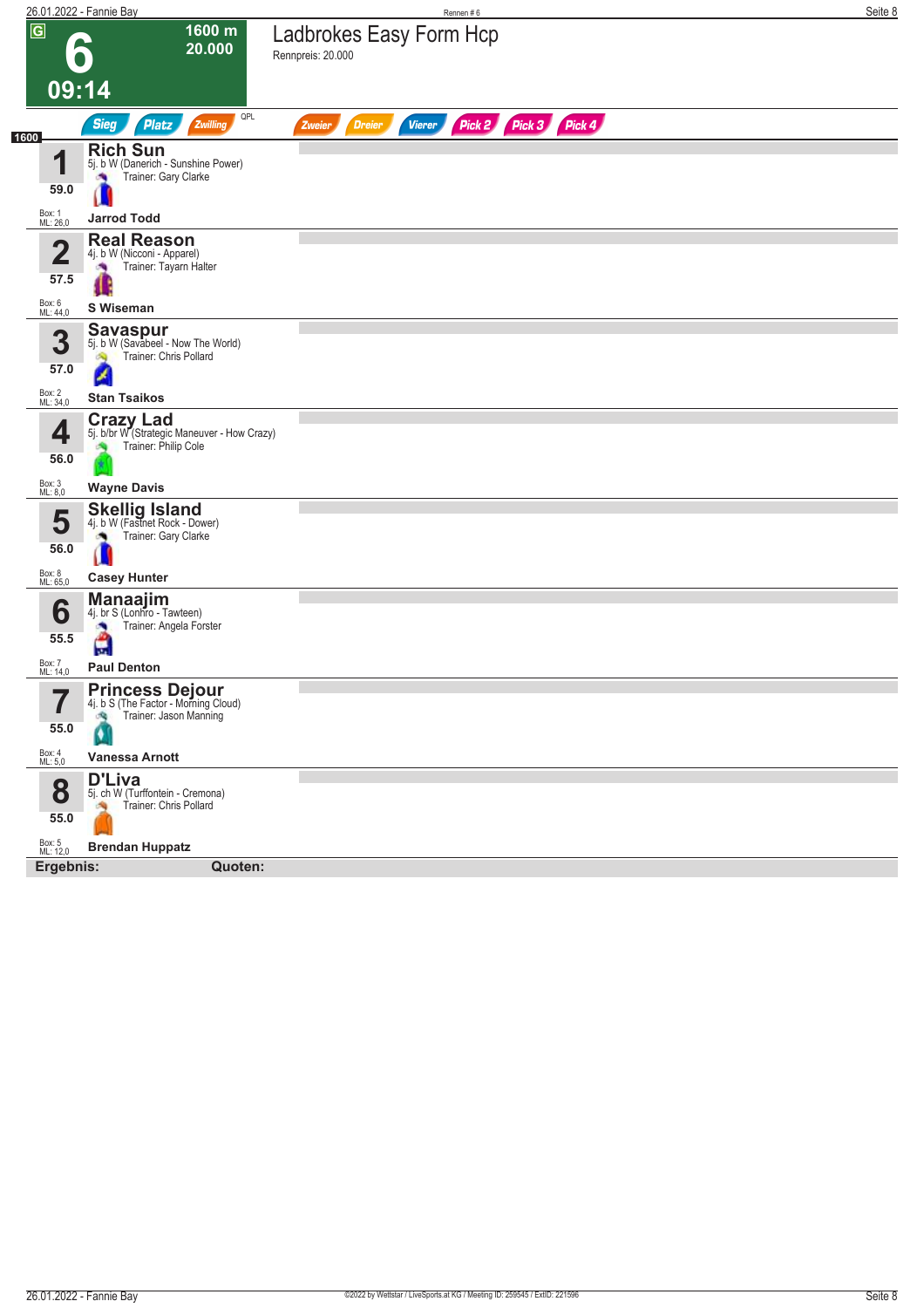# 6 — 09:14

**1600 m — 20.000**

## Ladbrokes Easy Form Hcp

Rennpreis: 20.000

Sieg | Platz | Zwilling | QPL | Zweier | Dreier | Vierer | Pick 2 | Pick 3 | Pick 4

**1600**

| Nr. | Pferd | Gewicht | Box / ML | Reiter |
|---|---|---|---|---|
| 1 | **Rich Sun** — 5j. b W (Danerich - Sunshine Power) — Trainer: Gary Clarke | 59.0 | Box: 1, ML: 26,0 | Jarrod Todd |
| 2 | **Real Reason** — 4j. b W (Nicconi - Apparel) — Trainer: Tayarn Halter | 57.5 | Box: 6, ML: 44,0 | S Wiseman |
| 3 | **Savaspur** — 5j. b W (Savabeel - Now The World) — Trainer: Chris Pollard | 57.0 | Box: 2, ML: 34,0 | Stan Tsaikos |
| 4 | **Crazy Lad** — 5j. b/br W (Strategic Maneuver - How Crazy) — Trainer: Philip Cole | 56.0 | Box: 3, ML: 8,0 | Wayne Davis |
| 5 | **Skellig Island** — 4j. b W (Fastnet Rock - Dower) — Trainer: Gary Clarke | 56.0 | Box: 8, ML: 65,0 | Casey Hunter |
| 6 | **Manaajim** — 4j. br S (Lonhro - Tawteen) — Trainer: Angela Forster | 55.5 | Box: 7, ML: 14,0 | Paul Denton |
| 7 | **Princess Dejour** — 4j. b S (The Factor - Morning Cloud) — Trainer: Jason Manning | 55.0 | Box: 4, ML: 5,0 | Vanessa Arnott |
| 8 | **D'Liva** — 5j. ch W (Turffontein - Cremona) — Trainer: Chris Pollard | 55.0 | Box: 5, ML: 12,0 | Brendan Huppatz |

**Ergebnis:** **Quoten:**